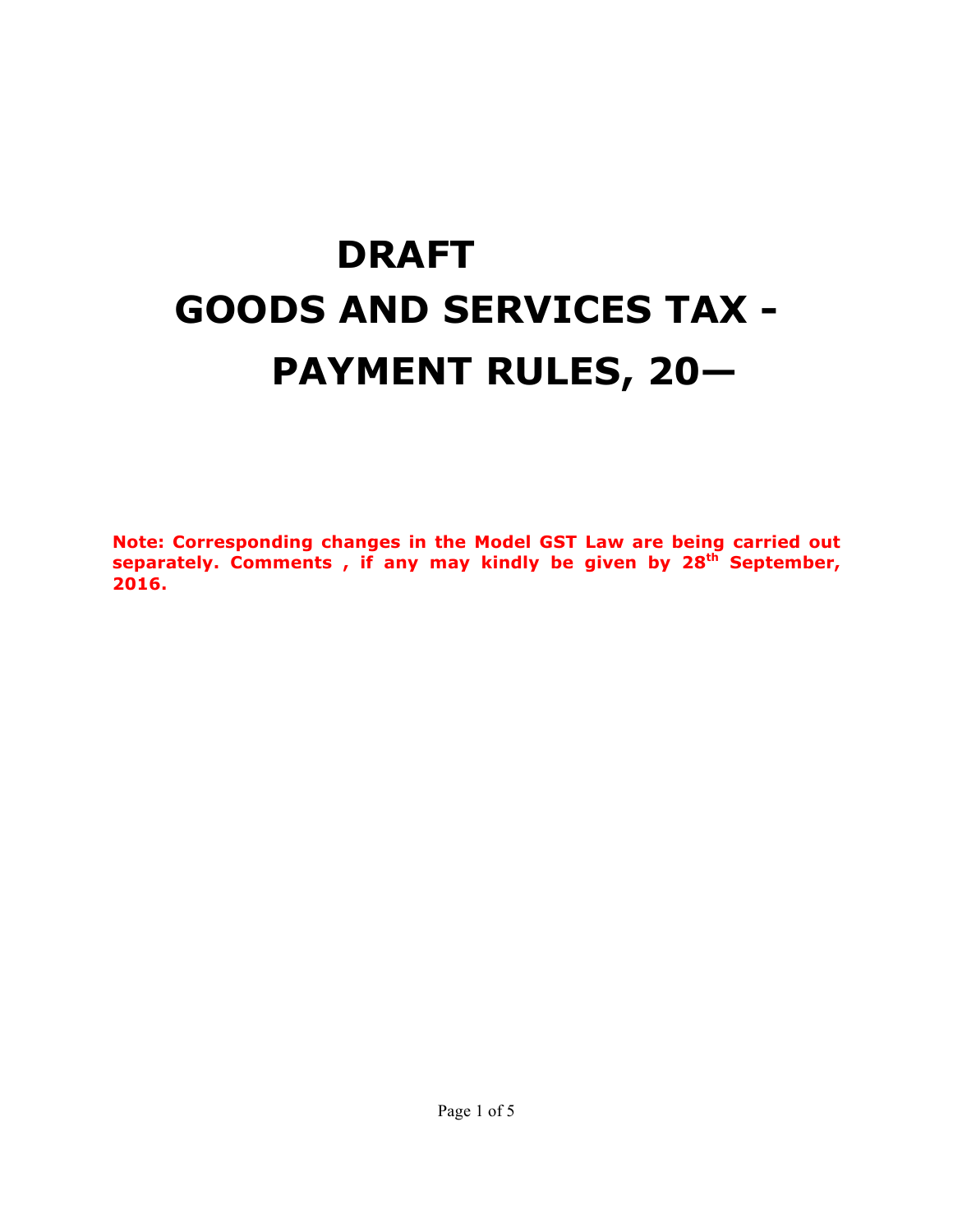# DRAFT

# GOODS AND SERVICES TAX - PAYMENT RULES, 20—

**Note: Corresponding changes in the Model GST Law are being carried out separately. Comments , if any may kindly be given by 28th September, 2016.**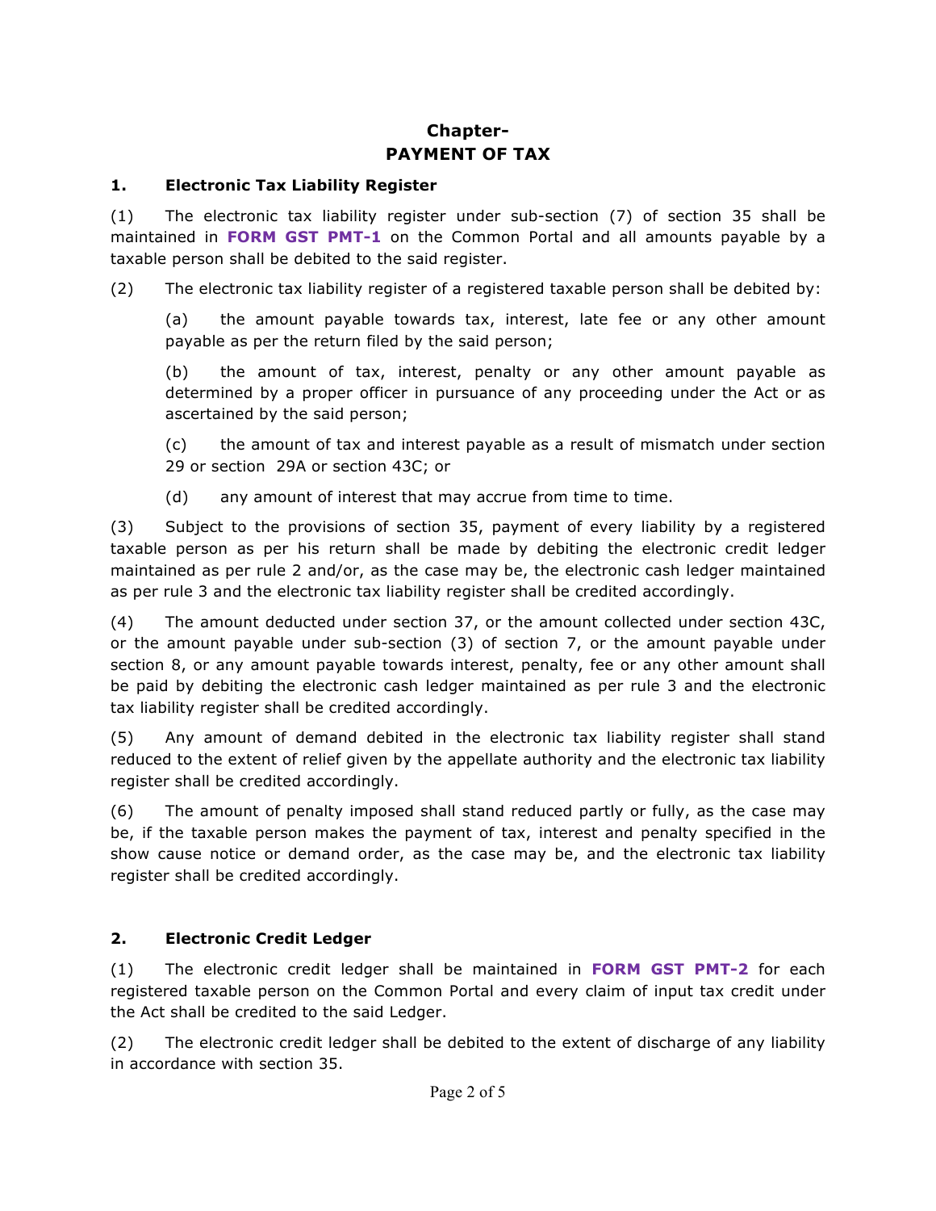# Chapter-
# PAYMENT OF TAX

## 1. Electronic Tax Liability Register

(1) The electronic tax liability register under sub-section (7) of section 35 shall be maintained in **FORM GST PMT-1** on the Common Portal and all amounts payable by a taxable person shall be debited to the said register.

(2) The electronic tax liability register of a registered taxable person shall be debited by:

> (a) the amount payable towards tax, interest, late fee or any other amount payable as per the return filed by the said person;
>
> (b) the amount of tax, interest, penalty or any other amount payable as determined by a proper officer in pursuance of any proceeding under the Act or as ascertained by the said person;
>
> (c) the amount of tax and interest payable as a result of mismatch under section 29 or section 29A or section 43C; or
>
> (d) any amount of interest that may accrue from time to time.

(3) Subject to the provisions of section 35, payment of every liability by a registered taxable person as per his return shall be made by debiting the electronic credit ledger maintained as per rule 2 and/or, as the case may be, the electronic cash ledger maintained as per rule 3 and the electronic tax liability register shall be credited accordingly.

(4) The amount deducted under section 37, or the amount collected under section 43C, or the amount payable under sub-section (3) of section 7, or the amount payable under section 8, or any amount payable towards interest, penalty, fee or any other amount shall be paid by debiting the electronic cash ledger maintained as per rule 3 and the electronic tax liability register shall be credited accordingly.

(5) Any amount of demand debited in the electronic tax liability register shall stand reduced to the extent of relief given by the appellate authority and the electronic tax liability register shall be credited accordingly.

(6) The amount of penalty imposed shall stand reduced partly or fully, as the case may be, if the taxable person makes the payment of tax, interest and penalty specified in the show cause notice or demand order, as the case may be, and the electronic tax liability register shall be credited accordingly.

## 2. Electronic Credit Ledger

(1) The electronic credit ledger shall be maintained in **FORM GST PMT-2** for each registered taxable person on the Common Portal and every claim of input tax credit under the Act shall be credited to the said Ledger.

(2) The electronic credit ledger shall be debited to the extent of discharge of any liability in accordance with section 35.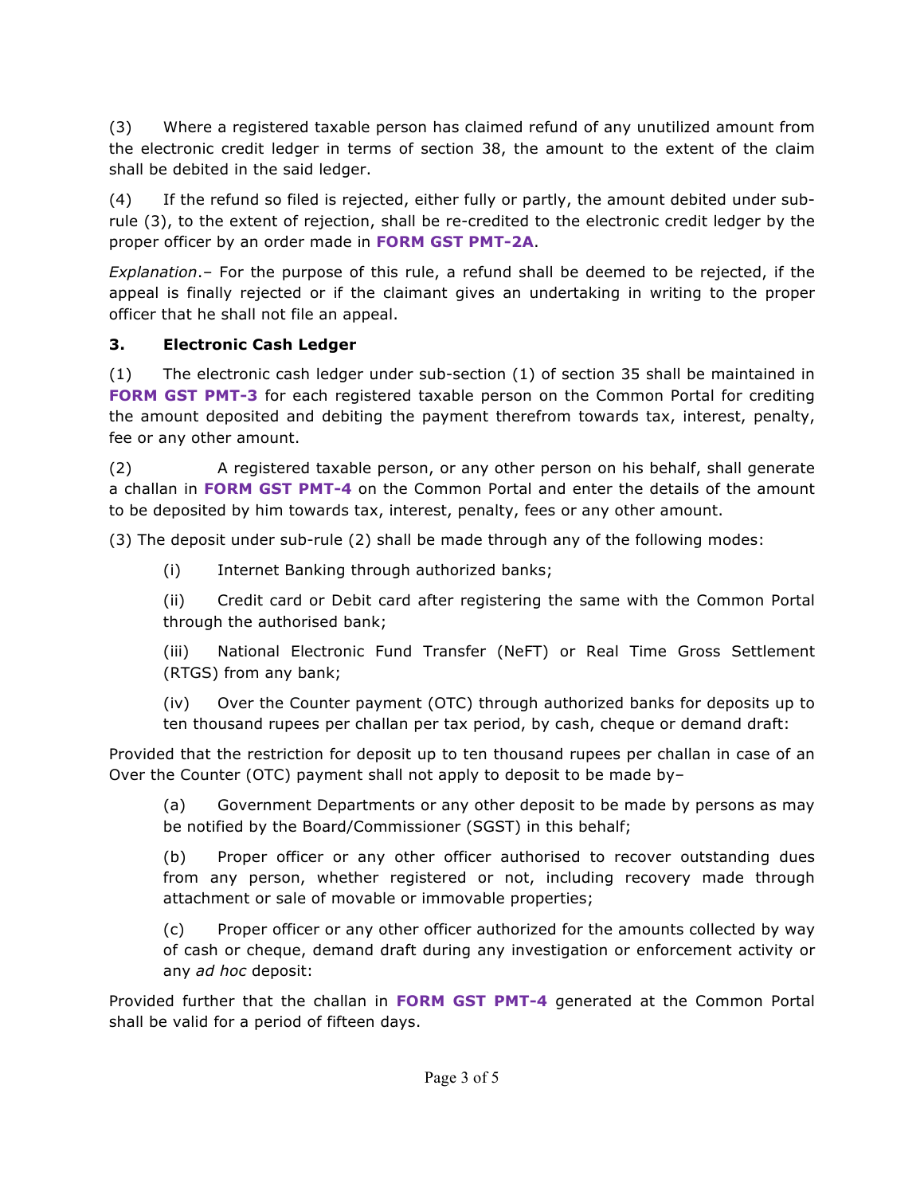(3) Where a registered taxable person has claimed refund of any unutilized amount from the electronic credit ledger in terms of section 38, the amount to the extent of the claim shall be debited in the said ledger.

(4) If the refund so filed is rejected, either fully or partly, the amount debited under sub-rule (3), to the extent of rejection, shall be re-credited to the electronic credit ledger by the proper officer by an order made in **FORM GST PMT-2A**.

*Explanation*.– For the purpose of this rule, a refund shall be deemed to be rejected, if the appeal is finally rejected or if the claimant gives an undertaking in writing to the proper officer that he shall not file an appeal.

### 3. Electronic Cash Ledger

(1) The electronic cash ledger under sub-section (1) of section 35 shall be maintained in **FORM GST PMT-3** for each registered taxable person on the Common Portal for crediting the amount deposited and debiting the payment therefrom towards tax, interest, penalty, fee or any other amount.

(2) A registered taxable person, or any other person on his behalf, shall generate a challan in **FORM GST PMT-4** on the Common Portal and enter the details of the amount to be deposited by him towards tax, interest, penalty, fees or any other amount.

(3) The deposit under sub-rule (2) shall be made through any of the following modes:

(i) Internet Banking through authorized banks;

(ii) Credit card or Debit card after registering the same with the Common Portal through the authorised bank;

(iii) National Electronic Fund Transfer (NeFT) or Real Time Gross Settlement (RTGS) from any bank;

(iv) Over the Counter payment (OTC) through authorized banks for deposits up to ten thousand rupees per challan per tax period, by cash, cheque or demand draft:

Provided that the restriction for deposit up to ten thousand rupees per challan in case of an Over the Counter (OTC) payment shall not apply to deposit to be made by–

(a) Government Departments or any other deposit to be made by persons as may be notified by the Board/Commissioner (SGST) in this behalf;

(b) Proper officer or any other officer authorised to recover outstanding dues from any person, whether registered or not, including recovery made through attachment or sale of movable or immovable properties;

(c) Proper officer or any other officer authorized for the amounts collected by way of cash or cheque, demand draft during any investigation or enforcement activity or any *ad hoc* deposit:

Provided further that the challan in **FORM GST PMT-4** generated at the Common Portal shall be valid for a period of fifteen days.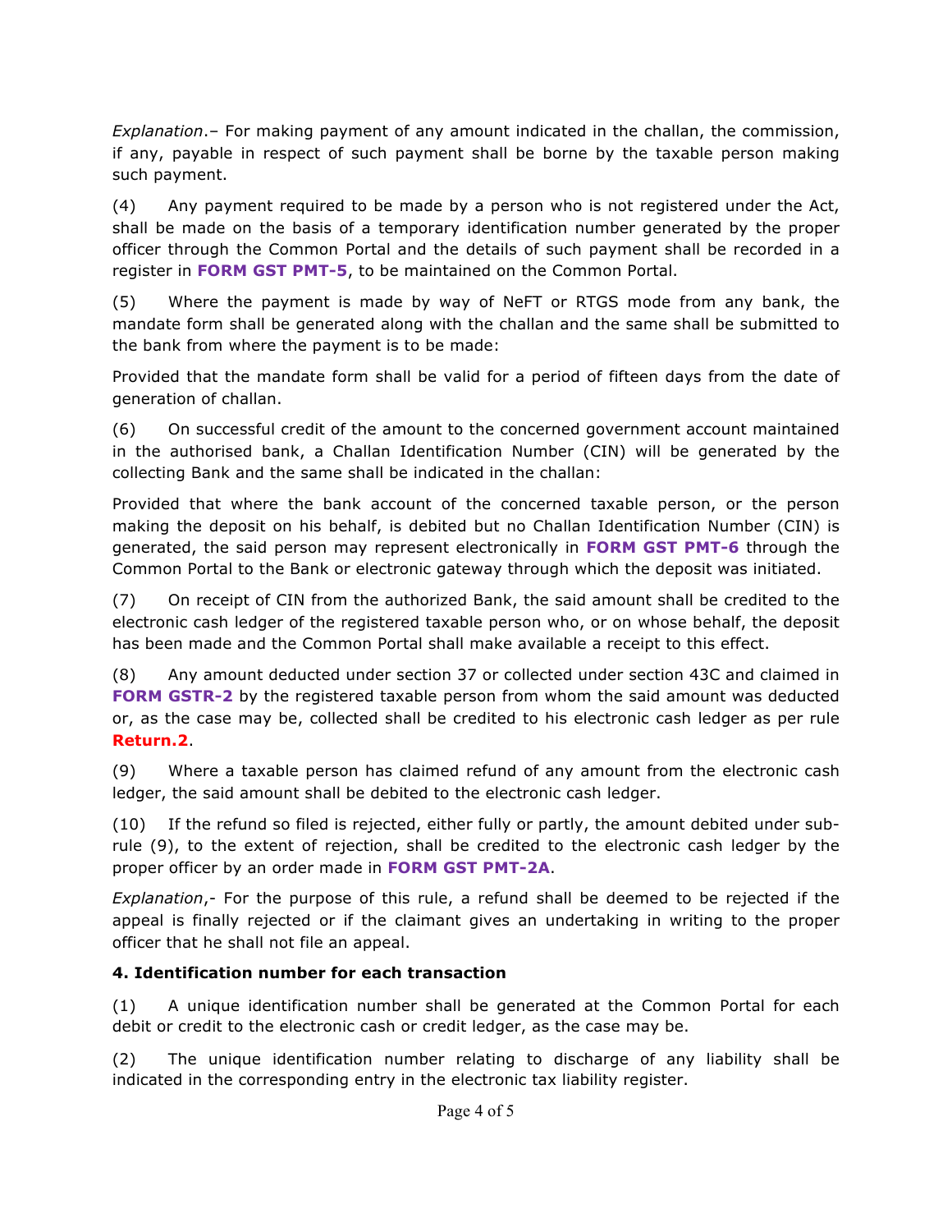*Explanation*.– For making payment of any amount indicated in the challan, the commission, if any, payable in respect of such payment shall be borne by the taxable person making such payment.

(4) Any payment required to be made by a person who is not registered under the Act, shall be made on the basis of a temporary identification number generated by the proper officer through the Common Portal and the details of such payment shall be recorded in a register in **FORM GST PMT-5**, to be maintained on the Common Portal.

(5) Where the payment is made by way of NeFT or RTGS mode from any bank, the mandate form shall be generated along with the challan and the same shall be submitted to the bank from where the payment is to be made:

Provided that the mandate form shall be valid for a period of fifteen days from the date of generation of challan.

(6) On successful credit of the amount to the concerned government account maintained in the authorised bank, a Challan Identification Number (CIN) will be generated by the collecting Bank and the same shall be indicated in the challan:

Provided that where the bank account of the concerned taxable person, or the person making the deposit on his behalf, is debited but no Challan Identification Number (CIN) is generated, the said person may represent electronically in **FORM GST PMT-6** through the Common Portal to the Bank or electronic gateway through which the deposit was initiated.

(7) On receipt of CIN from the authorized Bank, the said amount shall be credited to the electronic cash ledger of the registered taxable person who, or on whose behalf, the deposit has been made and the Common Portal shall make available a receipt to this effect.

(8) Any amount deducted under section 37 or collected under section 43C and claimed in **FORM GSTR-2** by the registered taxable person from whom the said amount was deducted or, as the case may be, collected shall be credited to his electronic cash ledger as per rule **Return.2**.

(9) Where a taxable person has claimed refund of any amount from the electronic cash ledger, the said amount shall be debited to the electronic cash ledger.

(10) If the refund so filed is rejected, either fully or partly, the amount debited under sub-rule (9), to the extent of rejection, shall be credited to the electronic cash ledger by the proper officer by an order made in **FORM GST PMT-2A**.

*Explanation*,- For the purpose of this rule, a refund shall be deemed to be rejected if the appeal is finally rejected or if the claimant gives an undertaking in writing to the proper officer that he shall not file an appeal.

**4. Identification number for each transaction**

(1) A unique identification number shall be generated at the Common Portal for each debit or credit to the electronic cash or credit ledger, as the case may be.

(2) The unique identification number relating to discharge of any liability shall be indicated in the corresponding entry in the electronic tax liability register.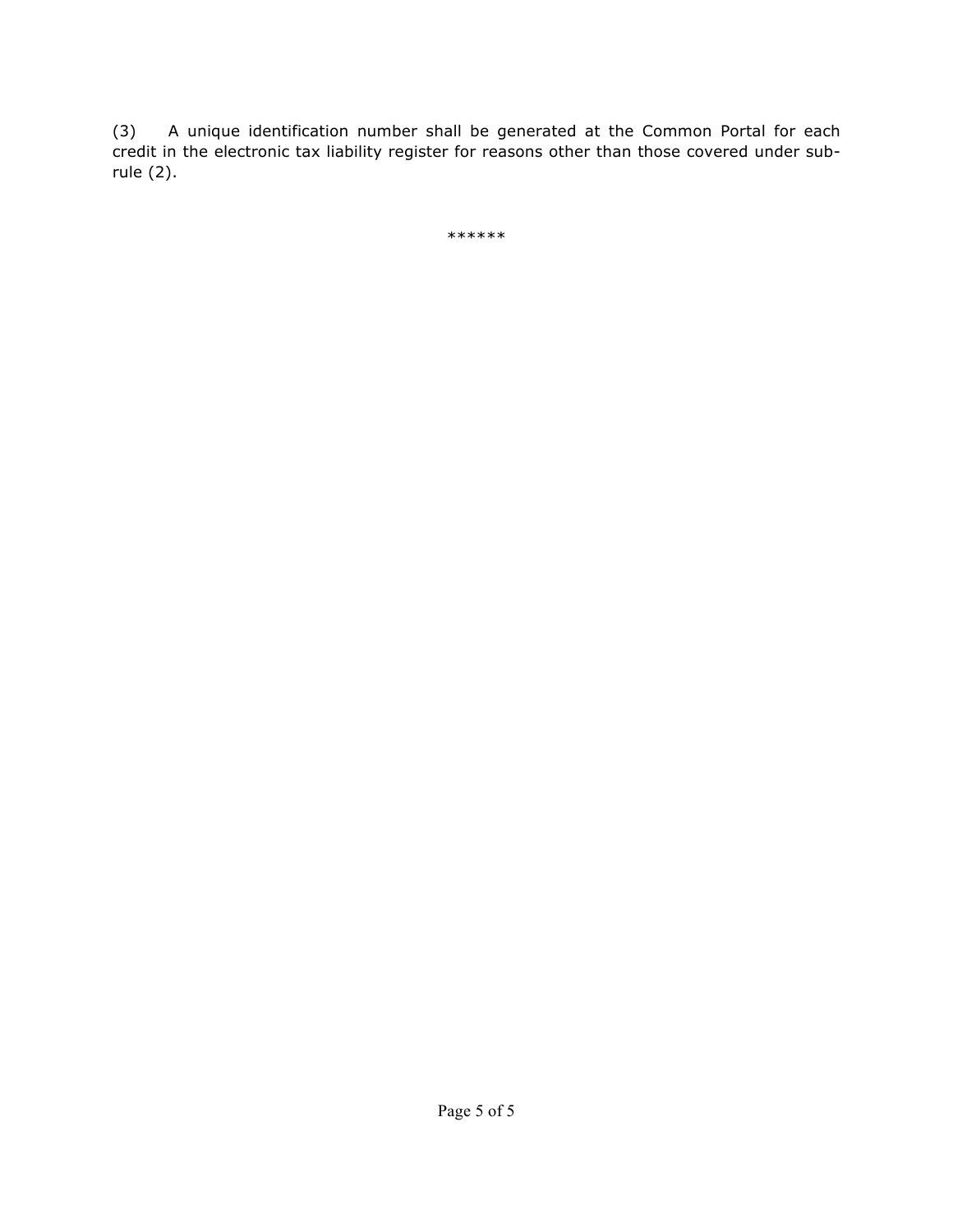(3) A unique identification number shall be generated at the Common Portal for each credit in the electronic tax liability register for reasons other than those covered under sub-rule (2).

******